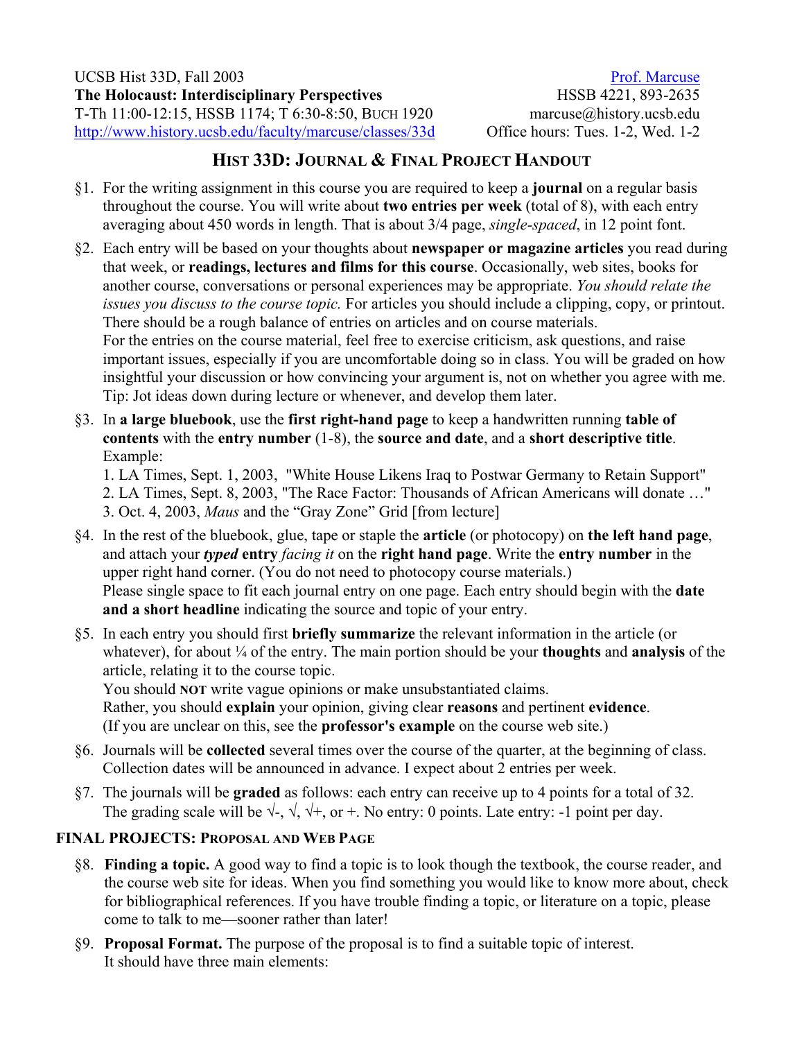UCSB Hist 33D, Fall 2003
**The Holocaust: Interdisciplinary Perspectives**
T-Th 11:00-12:15, HSSB 1174; T 6:30-8:50, BUCH 1920
http://www.history.ucsb.edu/faculty/marcuse/classes/33d

Prof. Marcuse
HSSB 4221, 893-2635
marcuse@history.ucsb.edu
Office hours: Tues. 1-2, Wed. 1-2

## HIST 33D: JOURNAL & FINAL PROJECT HANDOUT

§1. For the writing assignment in this course you are required to keep a **journal** on a regular basis throughout the course. You will write about **two entries per week** (total of 8), with each entry averaging about 450 words in length. That is about 3/4 page, *single-spaced*, in 12 point font.

§2. Each entry will be based on your thoughts about **newspaper or magazine articles** you read during that week, or **readings, lectures and films for this course**. Occasionally, web sites, books for another course, conversations or personal experiences may be appropriate. *You should relate the issues you discuss to the course topic.* For articles you should include a clipping, copy, or printout. There should be a rough balance of entries on articles and on course materials.
For the entries on the course material, feel free to exercise criticism, ask questions, and raise important issues, especially if you are uncomfortable doing so in class. You will be graded on how insightful your discussion or how convincing your argument is, not on whether you agree with me. Tip: Jot ideas down during lecture or whenever, and develop them later.

§3. In **a large bluebook**, use the **first right-hand page** to keep a handwritten running **table of contents** with the **entry number** (1-8), the **source and date**, and a **short descriptive title**. Example:
1. LA Times, Sept. 1, 2003, "White House Likens Iraq to Postwar Germany to Retain Support"
2. LA Times, Sept. 8, 2003, "The Race Factor: Thousands of African Americans will donate …"
3. Oct. 4, 2003, *Maus* and the "Gray Zone" Grid [from lecture]

§4. In the rest of the bluebook, glue, tape or staple the **article** (or photocopy) on **the left hand page**, and attach your ***typed*** **entry** *facing it* on the **right hand page**. Write the **entry number** in the upper right hand corner. (You do not need to photocopy course materials.)
Please single space to fit each journal entry on one page. Each entry should begin with the **date and a short headline** indicating the source and topic of your entry.

§5. In each entry you should first **briefly summarize** the relevant information in the article (or whatever), for about ¼ of the entry. The main portion should be your **thoughts** and **analysis** of the article, relating it to the course topic.
You should **NOT** write vague opinions or make unsubstantiated claims.
Rather, you should **explain** your opinion, giving clear **reasons** and pertinent **evidence**.
(If you are unclear on this, see the **professor's example** on the course web site.)

§6. Journals will be **collected** several times over the course of the quarter, at the beginning of class. Collection dates will be announced in advance. I expect about 2 entries per week.

§7. The journals will be **graded** as follows: each entry can receive up to 4 points for a total of 32. The grading scale will be √-, √, √+, or +. No entry: 0 points. Late entry: -1 point per day.

### FINAL PROJECTS: PROPOSAL AND WEB PAGE

§8. **Finding a topic.** A good way to find a topic is to look though the textbook, the course reader, and the course web site for ideas. When you find something you would like to know more about, check for bibliographical references. If you have trouble finding a topic, or literature on a topic, please come to talk to me—sooner rather than later!

§9. **Proposal Format.** The purpose of the proposal is to find a suitable topic of interest.
It should have three main elements: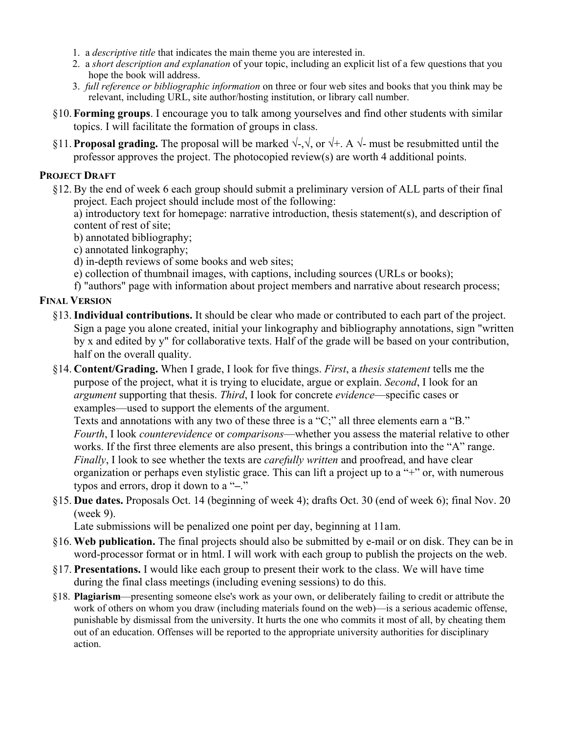1. a *descriptive title* that indicates the main theme you are interested in.
2. a *short description and explanation* of your topic, including an explicit list of a few questions that you hope the book will address.
3. *full reference or bibliographic information* on three or four web sites and books that you think may be relevant, including URL, site author/hosting institution, or library call number.

§10. **Forming groups**. I encourage you to talk among yourselves and find other students with similar topics. I will facilitate the formation of groups in class.

§11. **Proposal grading.** The proposal will be marked √-,√, or √+. A √- must be resubmitted until the professor approves the project. The photocopied review(s) are worth 4 additional points.

### PROJECT DRAFT

§12. By the end of week 6 each group should submit a preliminary version of ALL parts of their final project. Each project should include most of the following:
a) introductory text for homepage: narrative introduction, thesis statement(s), and description of content of rest of site;
b) annotated bibliography;
c) annotated linkography;
d) in-depth reviews of some books and web sites;
e) collection of thumbnail images, with captions, including sources (URLs or books);
f) "authors" page with information about project members and narrative about research process;

### FINAL VERSION

§13. **Individual contributions.** It should be clear who made or contributed to each part of the project. Sign a page you alone created, initial your linkography and bibliography annotations, sign "written by x and edited by y" for collaborative texts. Half of the grade will be based on your contribution, half on the overall quality.

§14. **Content/Grading.** When I grade, I look for five things. *First*, a *thesis statement* tells me the purpose of the project, what it is trying to elucidate, argue or explain. *Second*, I look for an *argument* supporting that thesis. *Third*, I look for concrete *evidence*—specific cases or examples—used to support the elements of the argument.
Texts and annotations with any two of these three is a "C;" all three elements earn a "B."
*Fourth*, I look *counterevidence* or *comparisons*—whether you assess the material relative to other works. If the first three elements are also present, this brings a contribution into the "A" range.
*Finally*, I look to see whether the texts are *carefully written* and proofread, and have clear organization or perhaps even stylistic grace. This can lift a project up to a "+" or, with numerous typos and errors, drop it down to a "–."

§15. **Due dates.** Proposals Oct. 14 (beginning of week 4); drafts Oct. 30 (end of week 6); final Nov. 20 (week 9).
Late submissions will be penalized one point per day, beginning at 11am.

§16. **Web publication.** The final projects should also be submitted by e-mail or on disk. They can be in word-processor format or in html. I will work with each group to publish the projects on the web.

§17. **Presentations.** I would like each group to present their work to the class. We will have time during the final class meetings (including evening sessions) to do this.

§18. **Plagiarism**—presenting someone else's work as your own, or deliberately failing to credit or attribute the work of others on whom you draw (including materials found on the web)—is a serious academic offense, punishable by dismissal from the university. It hurts the one who commits it most of all, by cheating them out of an education. Offenses will be reported to the appropriate university authorities for disciplinary action.